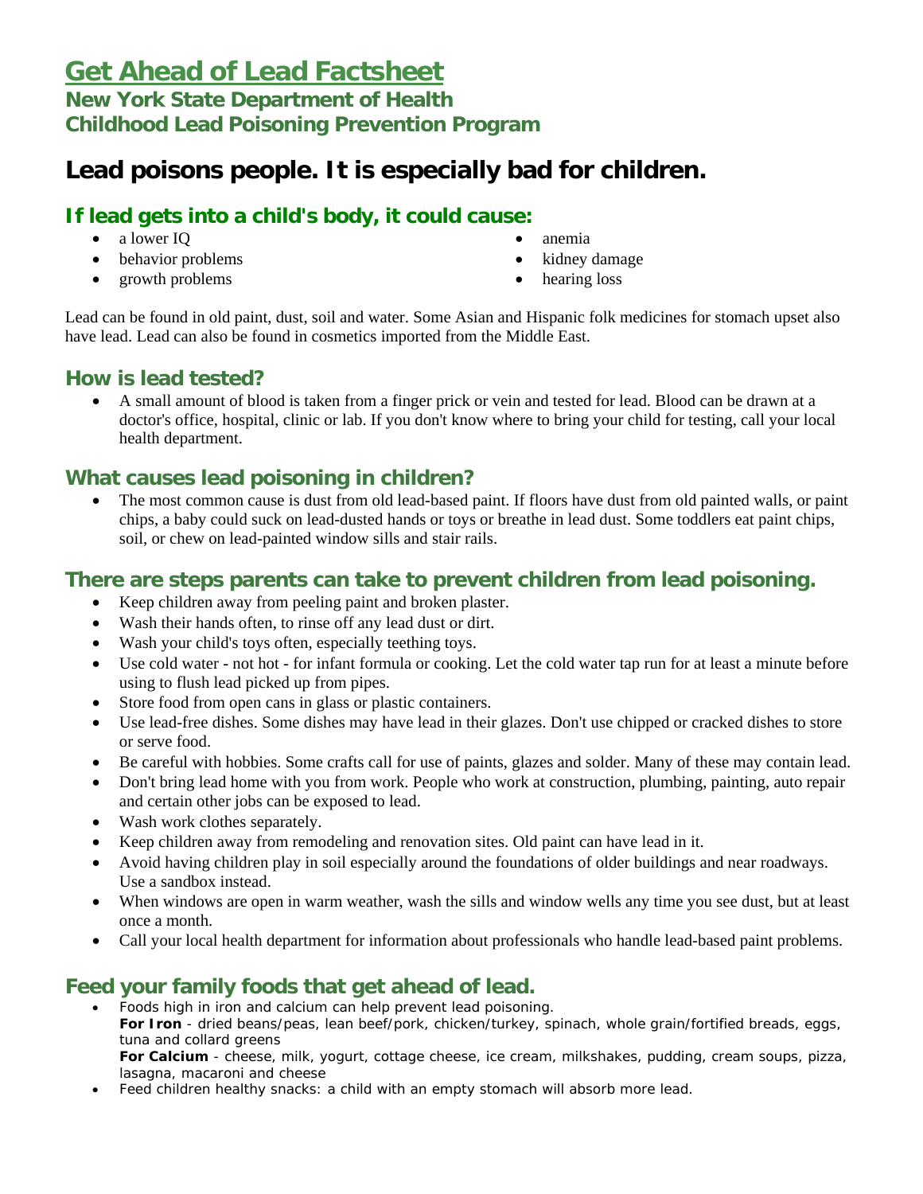# Get Ahead of Lead Factsheet

## New York State Department of Health
## Childhood Lead Poisoning Prevention Program

# Lead poisons people. It is especially bad for children.

### If lead gets into a child's body, it could cause:

- a lower IQ
- behavior problems
- growth problems
- anemia
- kidney damage
- hearing loss

Lead can be found in old paint, dust, soil and water. Some Asian and Hispanic folk medicines for stomach upset also have lead. Lead can also be found in cosmetics imported from the Middle East.

### How is lead tested?

- A small amount of blood is taken from a finger prick or vein and tested for lead. Blood can be drawn at a doctor's office, hospital, clinic or lab. If you don't know where to bring your child for testing, call your local health department.

### What causes lead poisoning in children?

- The most common cause is dust from old lead-based paint. If floors have dust from old painted walls, or paint chips, a baby could suck on lead-dusted hands or toys or breathe in lead dust. Some toddlers eat paint chips, soil, or chew on lead-painted window sills and stair rails.

### There are steps parents can take to prevent children from lead poisoning.

- Keep children away from peeling paint and broken plaster.
- Wash their hands often, to rinse off any lead dust or dirt.
- Wash your child's toys often, especially teething toys.
- Use cold water - not hot - for infant formula or cooking. Let the cold water tap run for at least a minute before using to flush lead picked up from pipes.
- Store food from open cans in glass or plastic containers.
- Use lead-free dishes. Some dishes may have lead in their glazes. Don't use chipped or cracked dishes to store or serve food.
- Be careful with hobbies. Some crafts call for use of paints, glazes and solder. Many of these may contain lead.
- Don't bring lead home with you from work. People who work at construction, plumbing, painting, auto repair and certain other jobs can be exposed to lead.
- Wash work clothes separately.
- Keep children away from remodeling and renovation sites. Old paint can have lead in it.
- Avoid having children play in soil especially around the foundations of older buildings and near roadways. Use a sandbox instead.
- When windows are open in warm weather, wash the sills and window wells any time you see dust, but at least once a month.
- Call your local health department for information about professionals who handle lead-based paint problems.

### Feed your family foods that get ahead of lead.

- Foods high in iron and calcium can help prevent lead poisoning.
  **For Iron** - dried beans/peas, lean beef/pork, chicken/turkey, spinach, whole grain/fortified breads, eggs, tuna and collard greens
  **For Calcium** - cheese, milk, yogurt, cottage cheese, ice cream, milkshakes, pudding, cream soups, pizza, lasagna, macaroni and cheese
- Feed children healthy snacks: a child with an empty stomach will absorb more lead.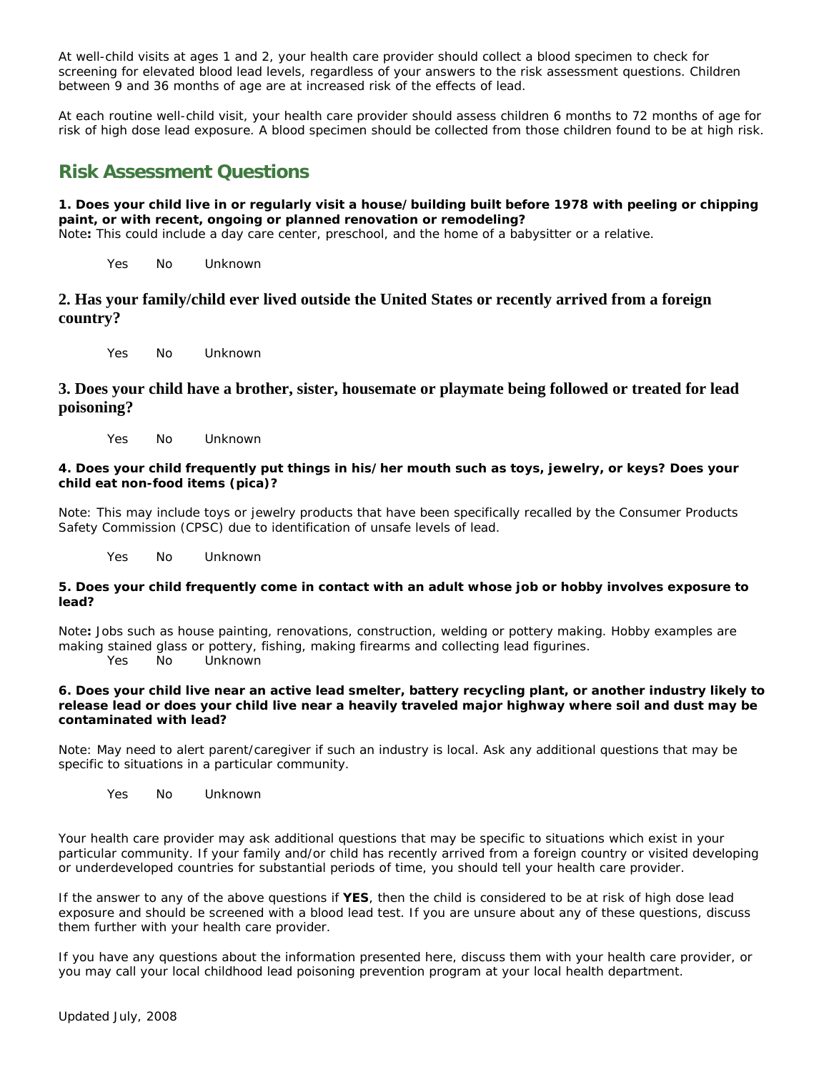At well-child visits at ages 1 and 2, your health care provider should collect a blood specimen to check for screening for elevated blood lead levels, regardless of your answers to the risk assessment questions. Children between 9 and 36 months of age are at increased risk of the effects of lead.

At each routine well-child visit, your health care provider should assess children 6 months to 72 months of age for risk of high dose lead exposure. A blood specimen should be collected from those children found to be at high risk.

## Risk Assessment Questions

**1. Does your child live in or regularly visit a house/building built before 1978 with peeling or chipping paint, or with recent, ongoing or planned renovation or remodeling?**
Note**:** This could include a day care center, preschool, and the home of a babysitter or a relative.

Yes  No  Unknown

**2. Has your family/child ever lived outside the United States or recently arrived from a foreign country?**

Yes  No  Unknown

**3. Does your child have a brother, sister, housemate or playmate being followed or treated for lead poisoning?**

Yes  No  Unknown

**4. Does your child frequently put things in his/her mouth such as toys, jewelry, or keys? Does your child eat non-food items (pica)?**

Note: This may include toys or jewelry products that have been specifically recalled by the Consumer Products Safety Commission (CPSC) due to identification of unsafe levels of lead.

Yes  No  Unknown

**5. Does your child frequently come in contact with an adult whose job or hobby involves exposure to lead?**

Note**:** Jobs such as house painting, renovations, construction, welding or pottery making. Hobby examples are making stained glass or pottery, fishing, making firearms and collecting lead figurines.
Yes  No  Unknown

**6. Does your child live near an active lead smelter, battery recycling plant, or another industry likely to release lead or does your child live near a heavily traveled major highway where soil and dust may be contaminated with lead?**

Note: May need to alert parent/caregiver if such an industry is local. Ask any additional questions that may be specific to situations in a particular community.

Yes  No  Unknown

Your health care provider may ask additional questions that may be specific to situations which exist in your particular community. If your family and/or child has recently arrived from a foreign country or visited developing or underdeveloped countries for substantial periods of time, you should tell your health care provider.

If the answer to any of the above questions if **YES**, then the child is considered to be at risk of high dose lead exposure and should be screened with a blood lead test. If you are unsure about any of these questions, discuss them further with your health care provider.

If you have any questions about the information presented here, discuss them with your health care provider, or you may call your local childhood lead poisoning prevention program at your local health department.

Updated July, 2008